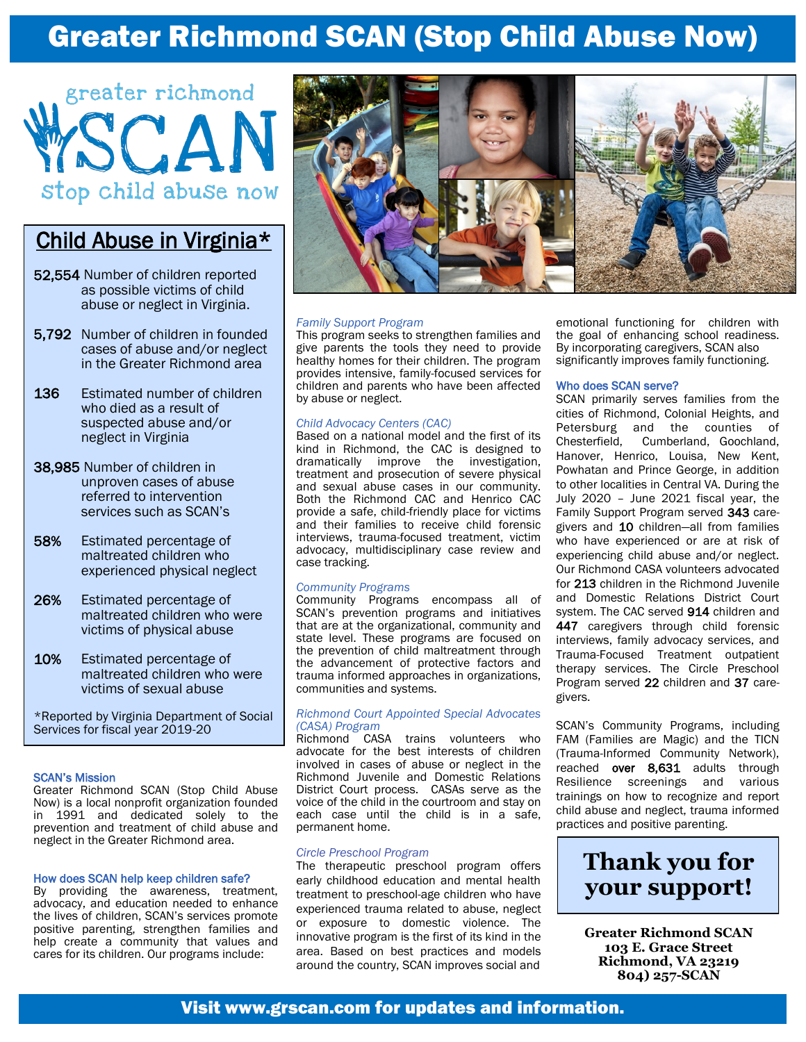# Greater Richmond SCAN (Stop Child Abuse Now)

greater richmond SCAN stop child abuse now

## Child Abuse in Virginia*

**52,554** Number of children reported as possible victims of child abuse or neglect in Virginia.

**5,792** Number of children in founded cases of abuse and/or neglect in the Greater Richmond area

**136** Estimated number of children who died as a result of suspected abuse and/or neglect in Virginia

**38,985** Number of children in unproven cases of abuse referred to intervention services such as SCAN's

**58%** Estimated percentage of maltreated children who experienced physical neglect

**26%** Estimated percentage of maltreated children who were victims of physical abuse

**10%** Estimated percentage of maltreated children who were victims of sexual abuse

*Reported by Virginia Department of Social Services for fiscal year 2019-20

### SCAN's Mission

Greater Richmond SCAN (Stop Child Abuse Now) is a local nonprofit organization founded in 1991 and dedicated solely to the prevention and treatment of child abuse and neglect in the Greater Richmond area.

### How does SCAN help keep children safe?

By providing the awareness, treatment, advocacy, and education needed to enhance the lives of children, SCAN's services promote positive parenting, strengthen families and help create a community that values and cares for its children. Our programs include:

*Family Support Program*

This program seeks to strengthen families and give parents the tools they need to provide healthy homes for their children. The program provides intensive, family-focused services for children and parents who have been affected by abuse or neglect.

*Child Advocacy Centers (CAC)*

Based on a national model and the first of its kind in Richmond, the CAC is designed to dramatically improve the investigation, treatment and prosecution of severe physical and sexual abuse cases in our community. Both the Richmond CAC and Henrico CAC provide a safe, child-friendly place for victims and their families to receive child forensic interviews, trauma-focused treatment, victim advocacy, multidisciplinary case review and case tracking.

*Community Programs*

Community Programs encompass all of SCAN's prevention programs and initiatives that are at the organizational, community and state level. These programs are focused on the prevention of child maltreatment through the advancement of protective factors and trauma informed approaches in organizations, communities and systems.

*Richmond Court Appointed Special Advocates (CASA) Program*

Richmond CASA trains volunteers who advocate for the best interests of children involved in cases of abuse or neglect in the Richmond Juvenile and Domestic Relations District Court process. CASAs serve as the voice of the child in the courtroom and stay on each case until the child is in a safe, permanent home.

*Circle Preschool Program*

The therapeutic preschool program offers early childhood education and mental health treatment to preschool-age children who have experienced trauma related to abuse, neglect or exposure to domestic violence. The innovative program is the first of its kind in the area. Based on best practices and models around the country, SCAN improves social and emotional functioning for children with the goal of enhancing school readiness. By incorporating caregivers, SCAN also significantly improves family functioning.

### Who does SCAN serve?

SCAN primarily serves families from the cities of Richmond, Colonial Heights, and Petersburg and the counties of Chesterfield, Cumberland, Goochland, Hanover, Henrico, Louisa, New Kent, Powhatan and Prince George, in addition to other localities in Central VA. During the July 2020 – June 2021 fiscal year, the Family Support Program served **343** caregivers and **10** children—all from families who have experienced or are at risk of experiencing child abuse and/or neglect. Our Richmond CASA volunteers advocated for **213** children in the Richmond Juvenile and Domestic Relations District Court system. The CAC served **914** children and **447** caregivers through child forensic interviews, family advocacy services, and Trauma-Focused Treatment outpatient therapy services. The Circle Preschool Program served **22** children and **37** caregivers.

SCAN's Community Programs, including FAM (Families are Magic) and the TICN (Trauma-Informed Community Network), reached **over 8,631** adults through Resilience screenings and various trainings on how to recognize and report child abuse and neglect, trauma informed practices and positive parenting.

**Thank you for your support!**

**Greater Richmond SCAN**
**103 E. Grace Street**
**Richmond, VA 23219**
**804) 257-SCAN**

**Visit www.grscan.com for updates and information.**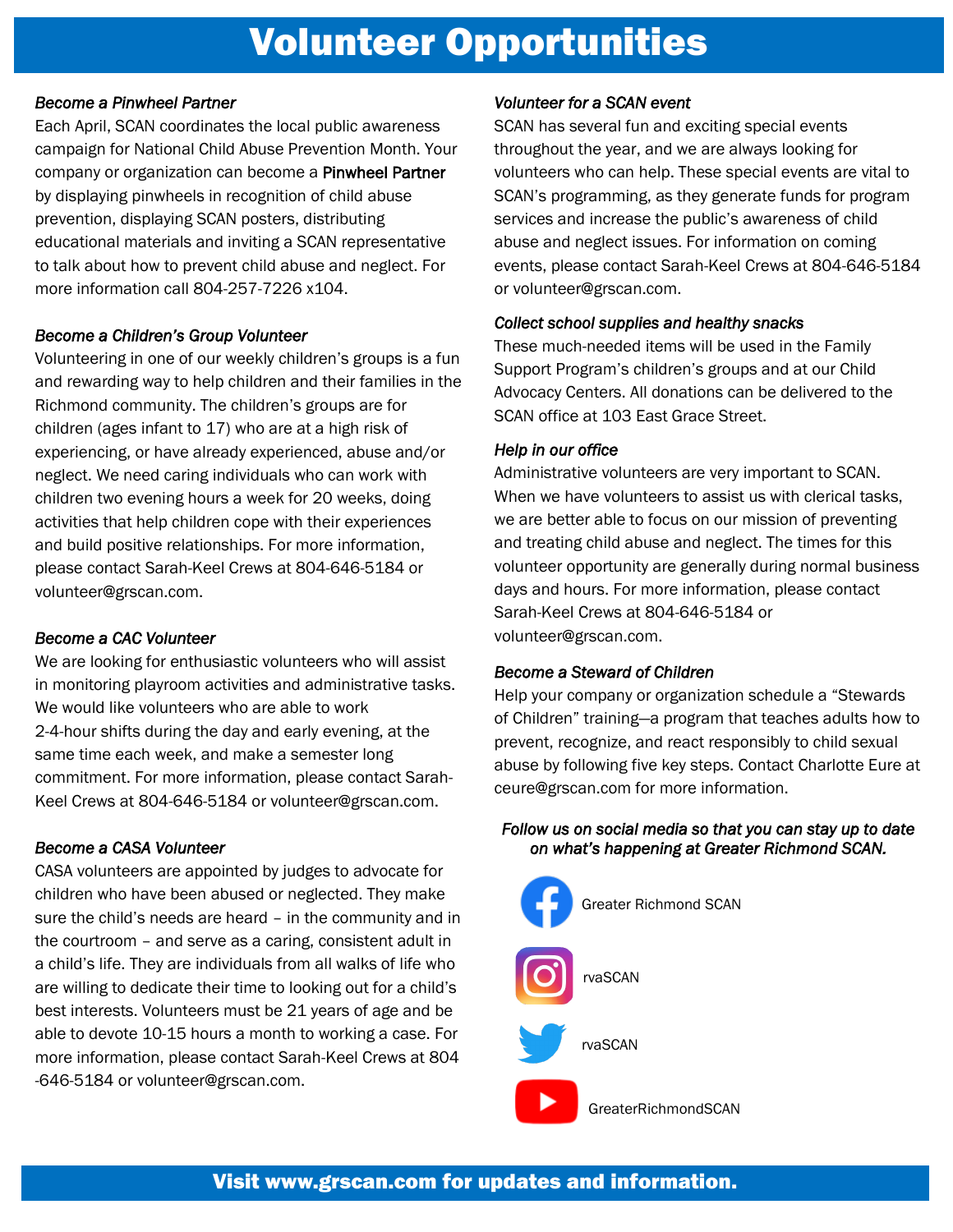# Volunteer Opportunities

*Become a Pinwheel Partner*

Each April, SCAN coordinates the local public awareness campaign for National Child Abuse Prevention Month. Your company or organization can become a **Pinwheel Partner** by displaying pinwheels in recognition of child abuse prevention, displaying SCAN posters, distributing educational materials and inviting a SCAN representative to talk about how to prevent child abuse and neglect. For more information call 804-257-7226 x104.

*Become a Children's Group Volunteer*

Volunteering in one of our weekly children's groups is a fun and rewarding way to help children and their families in the Richmond community. The children's groups are for children (ages infant to 17) who are at a high risk of experiencing, or have already experienced, abuse and/or neglect. We need caring individuals who can work with children two evening hours a week for 20 weeks, doing activities that help children cope with their experiences and build positive relationships. For more information, please contact Sarah-Keel Crews at 804-646-5184 or volunteer@grscan.com.

*Become a CAC Volunteer*

We are looking for enthusiastic volunteers who will assist in monitoring playroom activities and administrative tasks. We would like volunteers who are able to work 2-4-hour shifts during the day and early evening, at the same time each week, and make a semester long commitment. For more information, please contact Sarah-Keel Crews at 804-646-5184 or volunteer@grscan.com.

*Become a CASA Volunteer*

CASA volunteers are appointed by judges to advocate for children who have been abused or neglected. They make sure the child's needs are heard – in the community and in the courtroom – and serve as a caring, consistent adult in a child's life. They are individuals from all walks of life who are willing to dedicate their time to looking out for a child's best interests. Volunteers must be 21 years of age and be able to devote 10-15 hours a month to working a case. For more information, please contact Sarah-Keel Crews at 804-646-5184 or volunteer@grscan.com.

*Volunteer for a SCAN event*

SCAN has several fun and exciting special events throughout the year, and we are always looking for volunteers who can help. These special events are vital to SCAN's programming, as they generate funds for program services and increase the public's awareness of child abuse and neglect issues. For information on coming events, please contact Sarah-Keel Crews at 804-646-5184 or volunteer@grscan.com.

*Collect school supplies and healthy snacks*

These much-needed items will be used in the Family Support Program's children's groups and at our Child Advocacy Centers. All donations can be delivered to the SCAN office at 103 East Grace Street.

*Help in our office*

Administrative volunteers are very important to SCAN. When we have volunteers to assist us with clerical tasks, we are better able to focus on our mission of preventing and treating child abuse and neglect. The times for this volunteer opportunity are generally during normal business days and hours. For more information, please contact Sarah-Keel Crews at 804-646-5184 or volunteer@grscan.com.

*Become a Steward of Children*

Help your company or organization schedule a "Stewards of Children" training—a program that teaches adults how to prevent, recognize, and react responsibly to child sexual abuse by following five key steps. Contact Charlotte Eure at ceure@grscan.com for more information.

***Follow us on social media so that you can stay up to date on what's happening at Greater Richmond SCAN.***

Greater Richmond SCAN

rvaSCAN

rvaSCAN

GreaterRichmondSCAN

**Visit www.grscan.com for updates and information.**